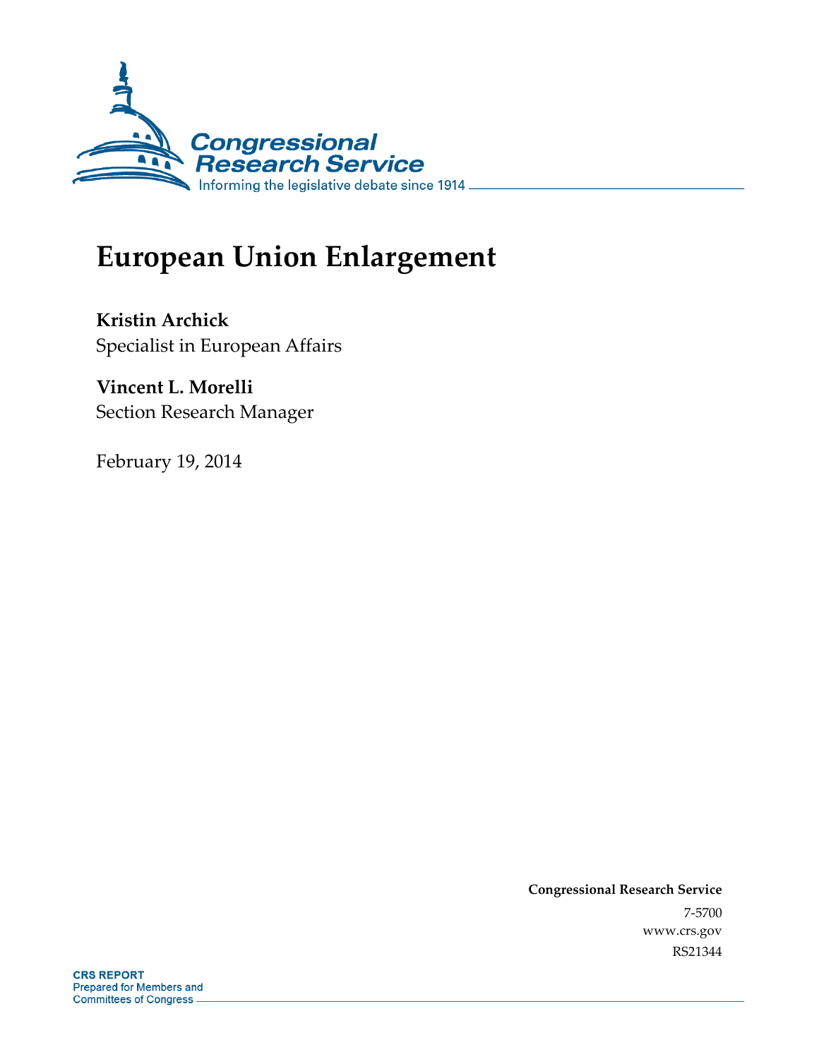Congressional Research Service

Informing the legislative debate since 1914

# European Union Enlargement

**Kristin Archick**
Specialist in European Affairs

**Vincent L. Morelli**
Section Research Manager

February 19, 2014

**Congressional Research Service**

7-5700

www.crs.gov

RS21344

**CRS REPORT**
Prepared for Members and
Committees of Congress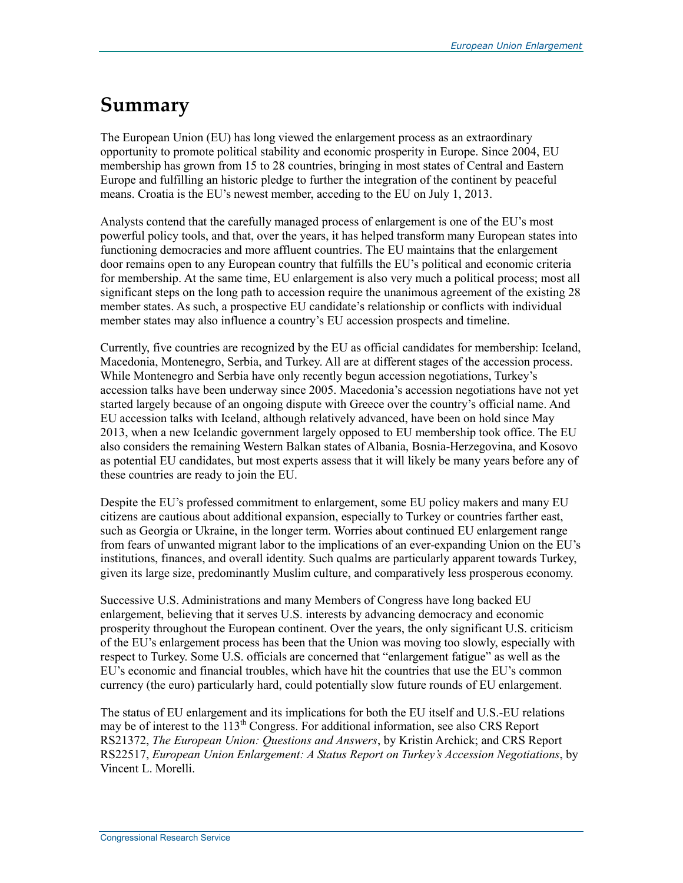# Summary

The European Union (EU) has long viewed the enlargement process as an extraordinary opportunity to promote political stability and economic prosperity in Europe. Since 2004, EU membership has grown from 15 to 28 countries, bringing in most states of Central and Eastern Europe and fulfilling an historic pledge to further the integration of the continent by peaceful means. Croatia is the EU's newest member, acceding to the EU on July 1, 2013.

Analysts contend that the carefully managed process of enlargement is one of the EU's most powerful policy tools, and that, over the years, it has helped transform many European states into functioning democracies and more affluent countries. The EU maintains that the enlargement door remains open to any European country that fulfills the EU's political and economic criteria for membership. At the same time, EU enlargement is also very much a political process; most all significant steps on the long path to accession require the unanimous agreement of the existing 28 member states. As such, a prospective EU candidate's relationship or conflicts with individual member states may also influence a country's EU accession prospects and timeline.

Currently, five countries are recognized by the EU as official candidates for membership: Iceland, Macedonia, Montenegro, Serbia, and Turkey. All are at different stages of the accession process. While Montenegro and Serbia have only recently begun accession negotiations, Turkey's accession talks have been underway since 2005. Macedonia's accession negotiations have not yet started largely because of an ongoing dispute with Greece over the country's official name. And EU accession talks with Iceland, although relatively advanced, have been on hold since May 2013, when a new Icelandic government largely opposed to EU membership took office. The EU also considers the remaining Western Balkan states of Albania, Bosnia-Herzegovina, and Kosovo as potential EU candidates, but most experts assess that it will likely be many years before any of these countries are ready to join the EU.

Despite the EU's professed commitment to enlargement, some EU policy makers and many EU citizens are cautious about additional expansion, especially to Turkey or countries farther east, such as Georgia or Ukraine, in the longer term. Worries about continued EU enlargement range from fears of unwanted migrant labor to the implications of an ever-expanding Union on the EU's institutions, finances, and overall identity. Such qualms are particularly apparent towards Turkey, given its large size, predominantly Muslim culture, and comparatively less prosperous economy.

Successive U.S. Administrations and many Members of Congress have long backed EU enlargement, believing that it serves U.S. interests by advancing democracy and economic prosperity throughout the European continent. Over the years, the only significant U.S. criticism of the EU's enlargement process has been that the Union was moving too slowly, especially with respect to Turkey. Some U.S. officials are concerned that "enlargement fatigue" as well as the EU's economic and financial troubles, which have hit the countries that use the EU's common currency (the euro) particularly hard, could potentially slow future rounds of EU enlargement.

The status of EU enlargement and its implications for both the EU itself and U.S.-EU relations may be of interest to the 113th Congress. For additional information, see also CRS Report RS21372, *The European Union: Questions and Answers*, by Kristin Archick; and CRS Report RS22517, *European Union Enlargement: A Status Report on Turkey's Accession Negotiations*, by Vincent L. Morelli.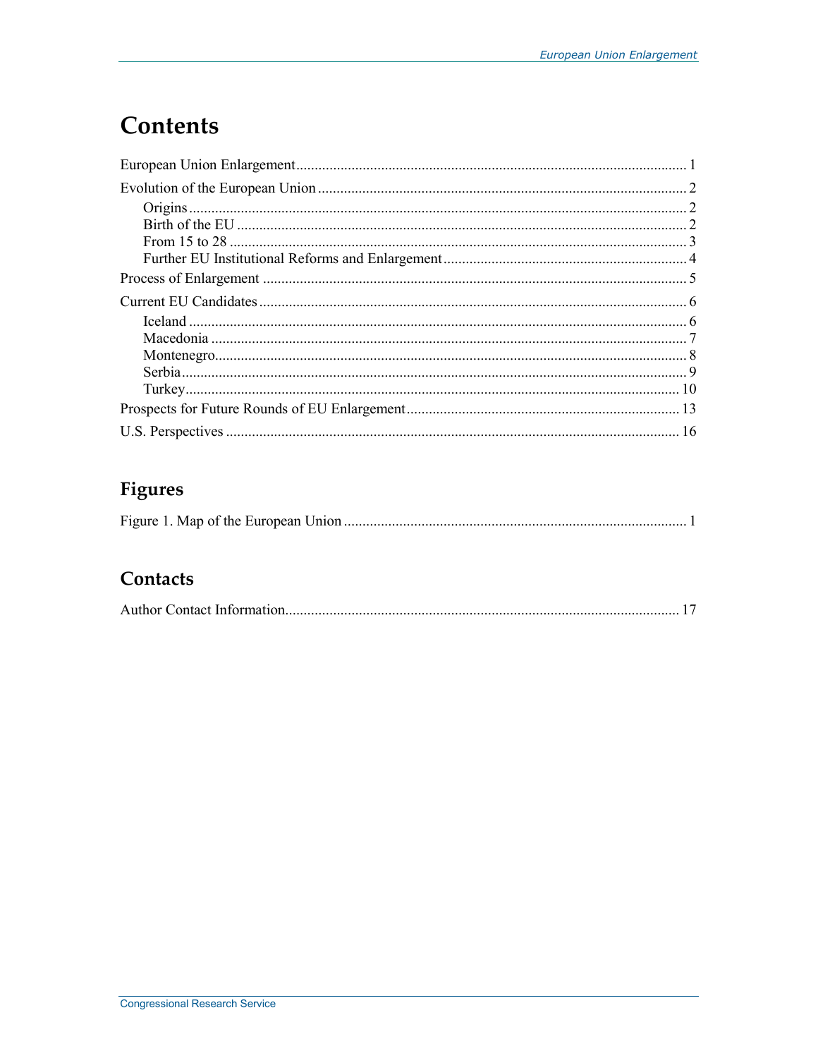# Contents

European Union Enlargement ........................................................................................................ 1

Evolution of the European Union .................................................................................................. 2

- Origins .................................................................................................................................... 2
- Birth of the EU ....................................................................................................................... 2
- From 15 to 28 ......................................................................................................................... 3
- Further EU Institutional Reforms and Enlargement ................................................................ 4

Process of Enlargement ................................................................................................................. 5

Current EU Candidates .................................................................................................................. 6

- Iceland ..................................................................................................................................... 6
- Macedonia ............................................................................................................................... 7
- Montenegro.............................................................................................................................. 8
- Serbia....................................................................................................................................... 9
- Turkey..................................................................................................................................... 10

Prospects for Future Rounds of EU Enlargement......................................................................... 13

U.S. Perspectives .......................................................................................................................... 16

## Figures

Figure 1. Map of the European Union ........................................................................................... 1

## Contacts

Author Contact Information......................................................................................................... 17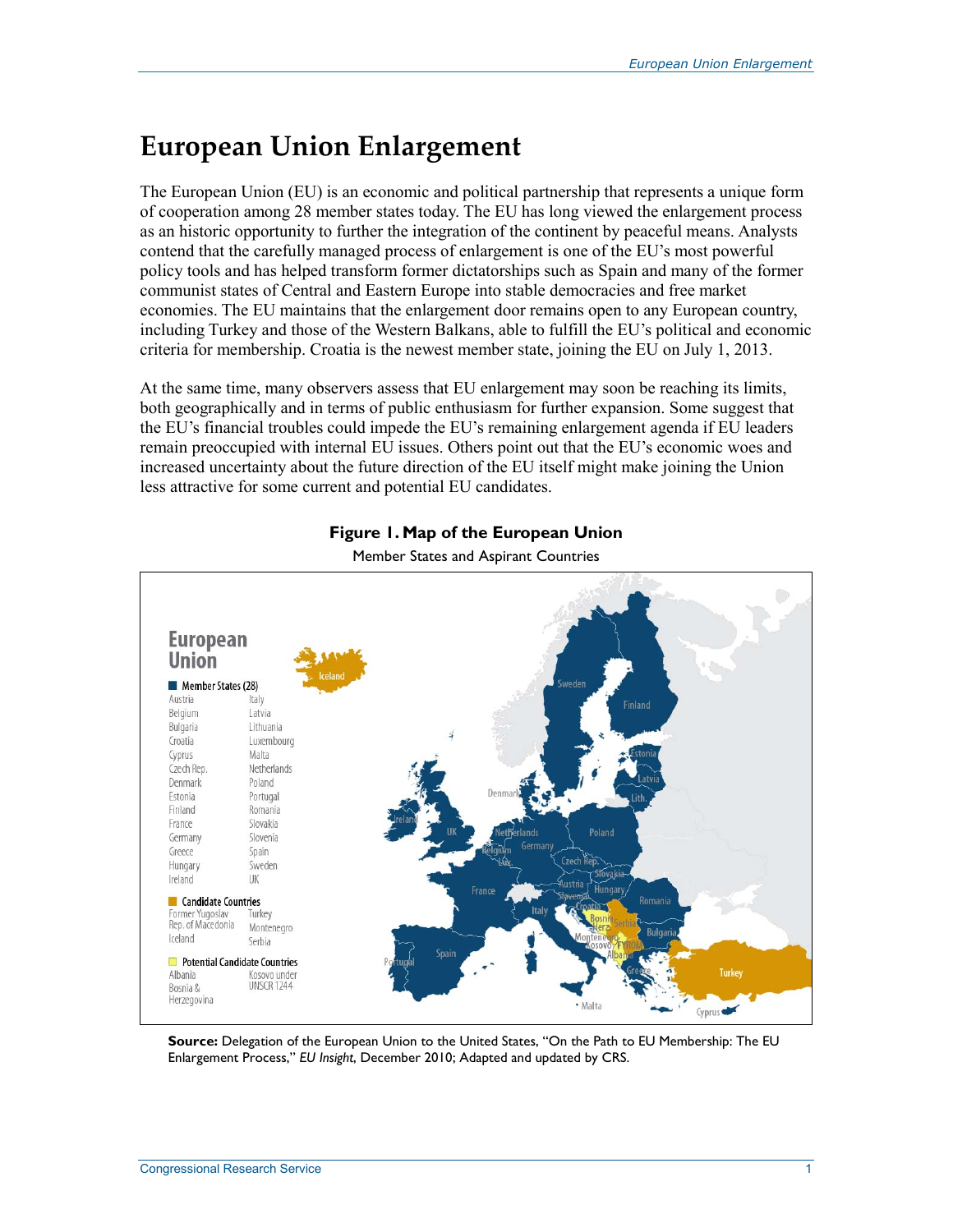# European Union Enlargement

The European Union (EU) is an economic and political partnership that represents a unique form of cooperation among 28 member states today. The EU has long viewed the enlargement process as an historic opportunity to further the integration of the continent by peaceful means. Analysts contend that the carefully managed process of enlargement is one of the EU's most powerful policy tools and has helped transform former dictatorships such as Spain and many of the former communist states of Central and Eastern Europe into stable democracies and free market economies. The EU maintains that the enlargement door remains open to any European country, including Turkey and those of the Western Balkans, able to fulfill the EU's political and economic criteria for membership. Croatia is the newest member state, joining the EU on July 1, 2013.

At the same time, many observers assess that EU enlargement may soon be reaching its limits, both geographically and in terms of public enthusiasm for further expansion. Some suggest that the EU's financial troubles could impede the EU's remaining enlargement agenda if EU leaders remain preoccupied with internal EU issues. Others point out that the EU's economic woes and increased uncertainty about the future direction of the EU itself might make joining the Union less attractive for some current and potential EU candidates.

**Figure 1. Map of the European Union**

Member States and Aspirant Countries

**European Union**

**Member States (28)**

Austria, Belgium, Bulgaria, Croatia, Cyprus, Czech Rep., Denmark, Estonia, Finland, France, Germany, Greece, Hungary, Ireland, Italy, Latvia, Lithuania, Luxembourg, Malta, Netherlands, Poland, Portugal, Romania, Slovakia, Slovenia, Spain, Sweden, UK

**Candidate Countries**

Former Yugoslav Rep. of Macedonia, Iceland, Turkey, Montenegro, Serbia

**Potential Candidate Countries**

Albania, Bosnia & Herzegovina, Kosovo under UNSCR 1244

**Source:** Delegation of the European Union to the United States, "On the Path to EU Membership: The EU Enlargement Process," *EU Insight*, December 2010; Adapted and updated by CRS.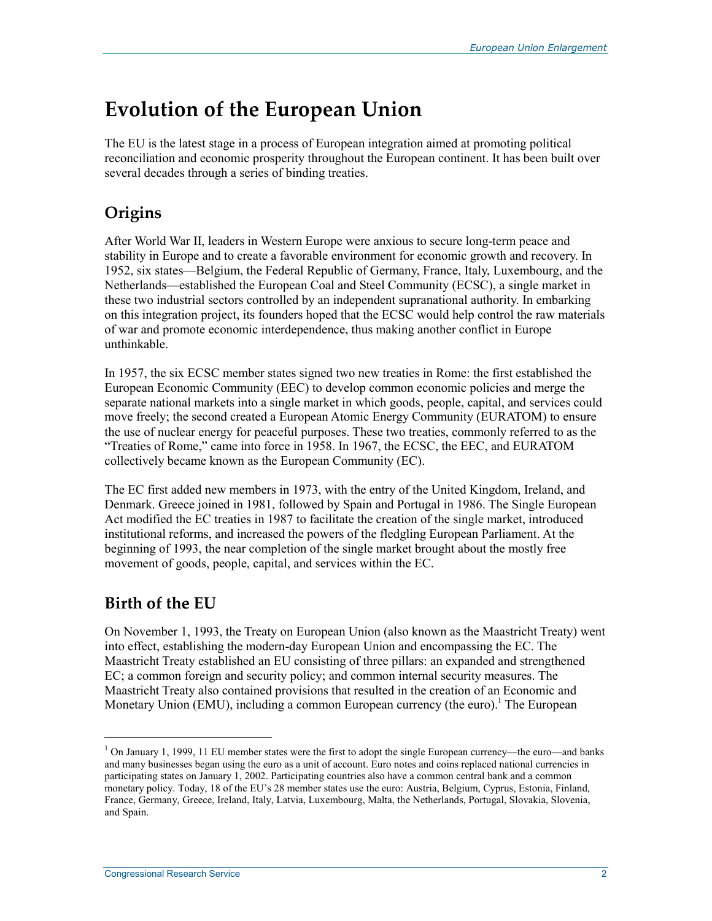# Evolution of the European Union

The EU is the latest stage in a process of European integration aimed at promoting political reconciliation and economic prosperity throughout the European continent. It has been built over several decades through a series of binding treaties.

## Origins

After World War II, leaders in Western Europe were anxious to secure long-term peace and stability in Europe and to create a favorable environment for economic growth and recovery. In 1952, six states—Belgium, the Federal Republic of Germany, France, Italy, Luxembourg, and the Netherlands—established the European Coal and Steel Community (ECSC), a single market in these two industrial sectors controlled by an independent supranational authority. In embarking on this integration project, its founders hoped that the ECSC would help control the raw materials of war and promote economic interdependence, thus making another conflict in Europe unthinkable.

In 1957, the six ECSC member states signed two new treaties in Rome: the first established the European Economic Community (EEC) to develop common economic policies and merge the separate national markets into a single market in which goods, people, capital, and services could move freely; the second created a European Atomic Energy Community (EURATOM) to ensure the use of nuclear energy for peaceful purposes. These two treaties, commonly referred to as the "Treaties of Rome," came into force in 1958. In 1967, the ECSC, the EEC, and EURATOM collectively became known as the European Community (EC).

The EC first added new members in 1973, with the entry of the United Kingdom, Ireland, and Denmark. Greece joined in 1981, followed by Spain and Portugal in 1986. The Single European Act modified the EC treaties in 1987 to facilitate the creation of the single market, introduced institutional reforms, and increased the powers of the fledgling European Parliament. At the beginning of 1993, the near completion of the single market brought about the mostly free movement of goods, people, capital, and services within the EC.

## Birth of the EU

On November 1, 1993, the Treaty on European Union (also known as the Maastricht Treaty) went into effect, establishing the modern-day European Union and encompassing the EC. The Maastricht Treaty established an EU consisting of three pillars: an expanded and strengthened EC; a common foreign and security policy; and common internal security measures. The Maastricht Treaty also contained provisions that resulted in the creation of an Economic and Monetary Union (EMU), including a common European currency (the euro).[1] The European

---

[1] On January 1, 1999, 11 EU member states were the first to adopt the single European currency—the euro—and banks and many businesses began using the euro as a unit of account. Euro notes and coins replaced national currencies in participating states on January 1, 2002. Participating countries also have a common central bank and a common monetary policy. Today, 18 of the EU's 28 member states use the euro: Austria, Belgium, Cyprus, Estonia, Finland, France, Germany, Greece, Ireland, Italy, Latvia, Luxembourg, Malta, the Netherlands, Portugal, Slovakia, Slovenia, and Spain.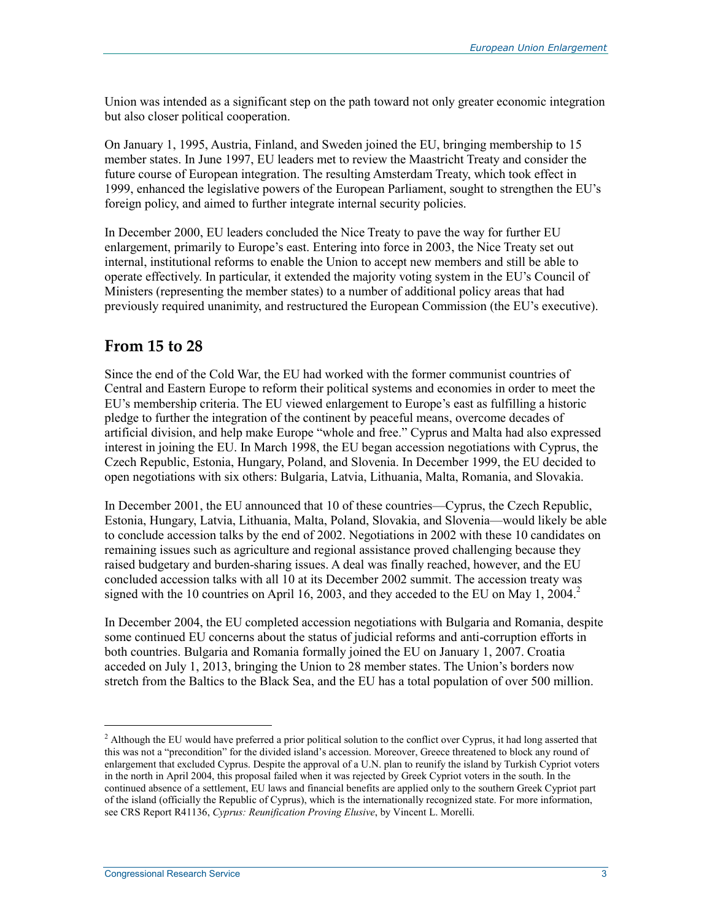Union was intended as a significant step on the path toward not only greater economic integration but also closer political cooperation.

On January 1, 1995, Austria, Finland, and Sweden joined the EU, bringing membership to 15 member states. In June 1997, EU leaders met to review the Maastricht Treaty and consider the future course of European integration. The resulting Amsterdam Treaty, which took effect in 1999, enhanced the legislative powers of the European Parliament, sought to strengthen the EU's foreign policy, and aimed to further integrate internal security policies.

In December 2000, EU leaders concluded the Nice Treaty to pave the way for further EU enlargement, primarily to Europe's east. Entering into force in 2003, the Nice Treaty set out internal, institutional reforms to enable the Union to accept new members and still be able to operate effectively. In particular, it extended the majority voting system in the EU's Council of Ministers (representing the member states) to a number of additional policy areas that had previously required unanimity, and restructured the European Commission (the EU's executive).

## From 15 to 28

Since the end of the Cold War, the EU had worked with the former communist countries of Central and Eastern Europe to reform their political systems and economies in order to meet the EU's membership criteria. The EU viewed enlargement to Europe's east as fulfilling a historic pledge to further the integration of the continent by peaceful means, overcome decades of artificial division, and help make Europe "whole and free." Cyprus and Malta had also expressed interest in joining the EU. In March 1998, the EU began accession negotiations with Cyprus, the Czech Republic, Estonia, Hungary, Poland, and Slovenia. In December 1999, the EU decided to open negotiations with six others: Bulgaria, Latvia, Lithuania, Malta, Romania, and Slovakia.

In December 2001, the EU announced that 10 of these countries—Cyprus, the Czech Republic, Estonia, Hungary, Latvia, Lithuania, Malta, Poland, Slovakia, and Slovenia—would likely be able to conclude accession talks by the end of 2002. Negotiations in 2002 with these 10 candidates on remaining issues such as agriculture and regional assistance proved challenging because they raised budgetary and burden-sharing issues. A deal was finally reached, however, and the EU concluded accession talks with all 10 at its December 2002 summit. The accession treaty was signed with the 10 countries on April 16, 2003, and they acceded to the EU on May 1, 2004.[2]

In December 2004, the EU completed accession negotiations with Bulgaria and Romania, despite some continued EU concerns about the status of judicial reforms and anti-corruption efforts in both countries. Bulgaria and Romania formally joined the EU on January 1, 2007. Croatia acceded on July 1, 2013, bringing the Union to 28 member states. The Union's borders now stretch from the Baltics to the Black Sea, and the EU has a total population of over 500 million.

---

[2] Although the EU would have preferred a prior political solution to the conflict over Cyprus, it had long asserted that this was not a "precondition" for the divided island's accession. Moreover, Greece threatened to block any round of enlargement that excluded Cyprus. Despite the approval of a U.N. plan to reunify the island by Turkish Cypriot voters in the north in April 2004, this proposal failed when it was rejected by Greek Cypriot voters in the south. In the continued absence of a settlement, EU laws and financial benefits are applied only to the southern Greek Cypriot part of the island (officially the Republic of Cyprus), which is the internationally recognized state. For more information, see CRS Report R41136, *Cyprus: Reunification Proving Elusive*, by Vincent L. Morelli.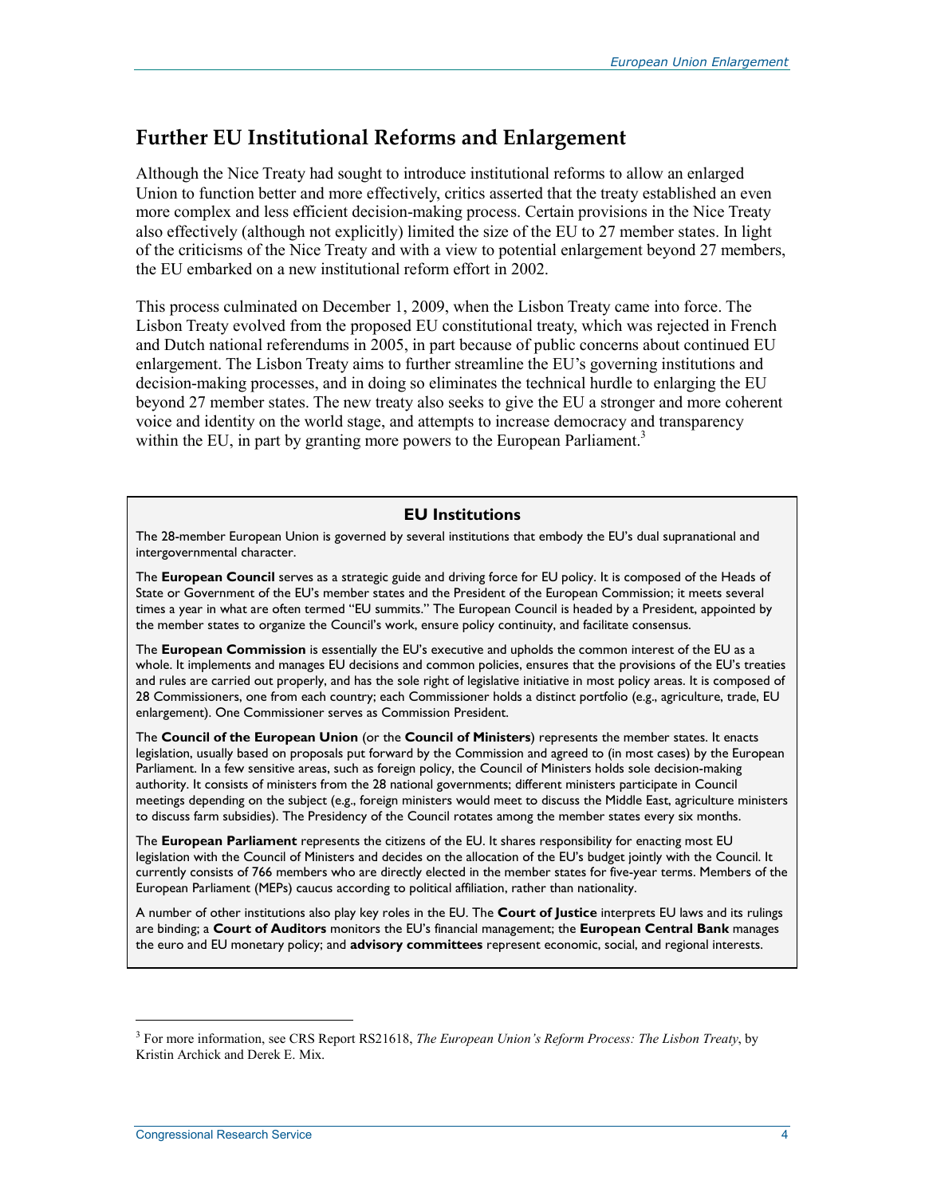## Further EU Institutional Reforms and Enlargement

Although the Nice Treaty had sought to introduce institutional reforms to allow an enlarged Union to function better and more effectively, critics asserted that the treaty established an even more complex and less efficient decision-making process. Certain provisions in the Nice Treaty also effectively (although not explicitly) limited the size of the EU to 27 member states. In light of the criticisms of the Nice Treaty and with a view to potential enlargement beyond 27 members, the EU embarked on a new institutional reform effort in 2002.

This process culminated on December 1, 2009, when the Lisbon Treaty came into force. The Lisbon Treaty evolved from the proposed EU constitutional treaty, which was rejected in French and Dutch national referendums in 2005, in part because of public concerns about continued EU enlargement. The Lisbon Treaty aims to further streamline the EU's governing institutions and decision-making processes, and in doing so eliminates the technical hurdle to enlarging the EU beyond 27 member states. The new treaty also seeks to give the EU a stronger and more coherent voice and identity on the world stage, and attempts to increase democracy and transparency within the EU, in part by granting more powers to the European Parliament.[3]

### EU Institutions

The 28-member European Union is governed by several institutions that embody the EU's dual supranational and intergovernmental character.

The **European Council** serves as a strategic guide and driving force for EU policy. It is composed of the Heads of State or Government of the EU's member states and the President of the European Commission; it meets several times a year in what are often termed "EU summits." The European Council is headed by a President, appointed by the member states to organize the Council's work, ensure policy continuity, and facilitate consensus.

The **European Commission** is essentially the EU's executive and upholds the common interest of the EU as a whole. It implements and manages EU decisions and common policies, ensures that the provisions of the EU's treaties and rules are carried out properly, and has the sole right of legislative initiative in most policy areas. It is composed of 28 Commissioners, one from each country; each Commissioner holds a distinct portfolio (e.g., agriculture, trade, EU enlargement). One Commissioner serves as Commission President.

The **Council of the European Union** (or the **Council of Ministers**) represents the member states. It enacts legislation, usually based on proposals put forward by the Commission and agreed to (in most cases) by the European Parliament. In a few sensitive areas, such as foreign policy, the Council of Ministers holds sole decision-making authority. It consists of ministers from the 28 national governments; different ministers participate in Council meetings depending on the subject (e.g., foreign ministers would meet to discuss the Middle East, agriculture ministers to discuss farm subsidies). The Presidency of the Council rotates among the member states every six months.

The **European Parliament** represents the citizens of the EU. It shares responsibility for enacting most EU legislation with the Council of Ministers and decides on the allocation of the EU's budget jointly with the Council. It currently consists of 766 members who are directly elected in the member states for five-year terms. Members of the European Parliament (MEPs) caucus according to political affiliation, rather than nationality.

A number of other institutions also play key roles in the EU. The **Court of Justice** interprets EU laws and its rulings are binding; a **Court of Auditors** monitors the EU's financial management; the **European Central Bank** manages the euro and EU monetary policy; and **advisory committees** represent economic, social, and regional interests.

---

[3] For more information, see CRS Report RS21618, *The European Union's Reform Process: The Lisbon Treaty*, by Kristin Archick and Derek E. Mix.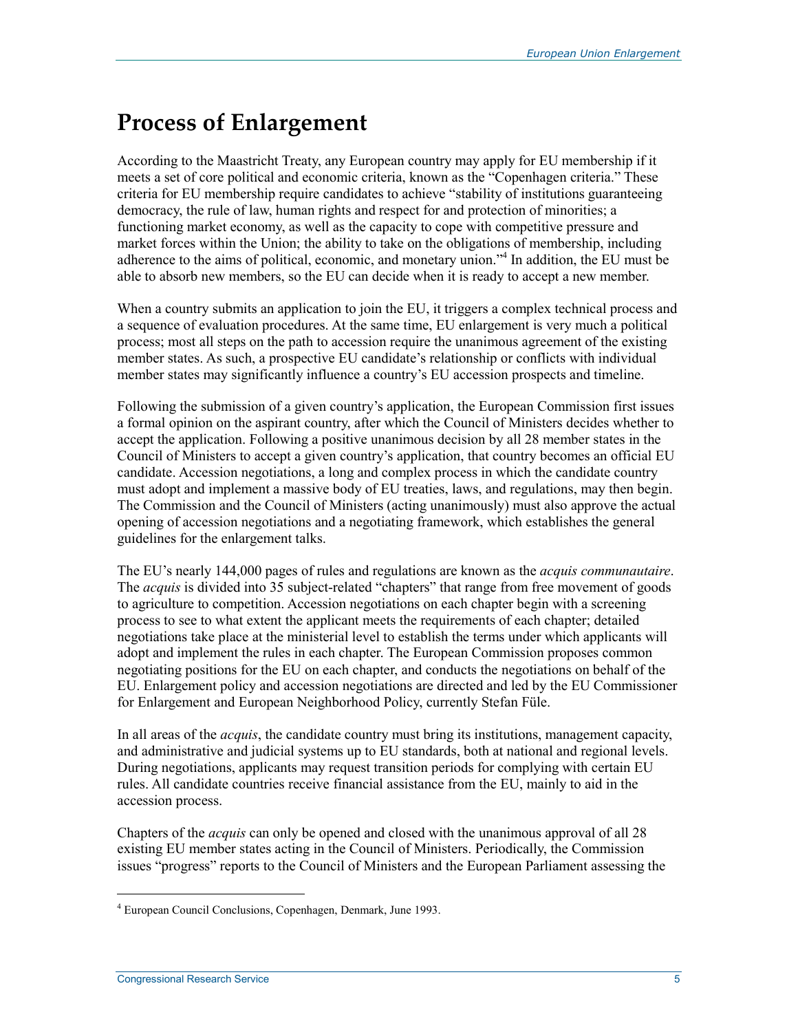# Process of Enlargement

According to the Maastricht Treaty, any European country may apply for EU membership if it meets a set of core political and economic criteria, known as the "Copenhagen criteria." These criteria for EU membership require candidates to achieve "stability of institutions guaranteeing democracy, the rule of law, human rights and respect for and protection of minorities; a functioning market economy, as well as the capacity to cope with competitive pressure and market forces within the Union; the ability to take on the obligations of membership, including adherence to the aims of political, economic, and monetary union."[4] In addition, the EU must be able to absorb new members, so the EU can decide when it is ready to accept a new member.

When a country submits an application to join the EU, it triggers a complex technical process and a sequence of evaluation procedures. At the same time, EU enlargement is very much a political process; most all steps on the path to accession require the unanimous agreement of the existing member states. As such, a prospective EU candidate's relationship or conflicts with individual member states may significantly influence a country's EU accession prospects and timeline.

Following the submission of a given country's application, the European Commission first issues a formal opinion on the aspirant country, after which the Council of Ministers decides whether to accept the application. Following a positive unanimous decision by all 28 member states in the Council of Ministers to accept a given country's application, that country becomes an official EU candidate. Accession negotiations, a long and complex process in which the candidate country must adopt and implement a massive body of EU treaties, laws, and regulations, may then begin. The Commission and the Council of Ministers (acting unanimously) must also approve the actual opening of accession negotiations and a negotiating framework, which establishes the general guidelines for the enlargement talks.

The EU's nearly 144,000 pages of rules and regulations are known as the *acquis communautaire*. The *acquis* is divided into 35 subject-related "chapters" that range from free movement of goods to agriculture to competition. Accession negotiations on each chapter begin with a screening process to see to what extent the applicant meets the requirements of each chapter; detailed negotiations take place at the ministerial level to establish the terms under which applicants will adopt and implement the rules in each chapter. The European Commission proposes common negotiating positions for the EU on each chapter, and conducts the negotiations on behalf of the EU. Enlargement policy and accession negotiations are directed and led by the EU Commissioner for Enlargement and European Neighborhood Policy, currently Stefan Füle.

In all areas of the *acquis*, the candidate country must bring its institutions, management capacity, and administrative and judicial systems up to EU standards, both at national and regional levels. During negotiations, applicants may request transition periods for complying with certain EU rules. All candidate countries receive financial assistance from the EU, mainly to aid in the accession process.

Chapters of the *acquis* can only be opened and closed with the unanimous approval of all 28 existing EU member states acting in the Council of Ministers. Periodically, the Commission issues "progress" reports to the Council of Ministers and the European Parliament assessing the

---

[4] European Council Conclusions, Copenhagen, Denmark, June 1993.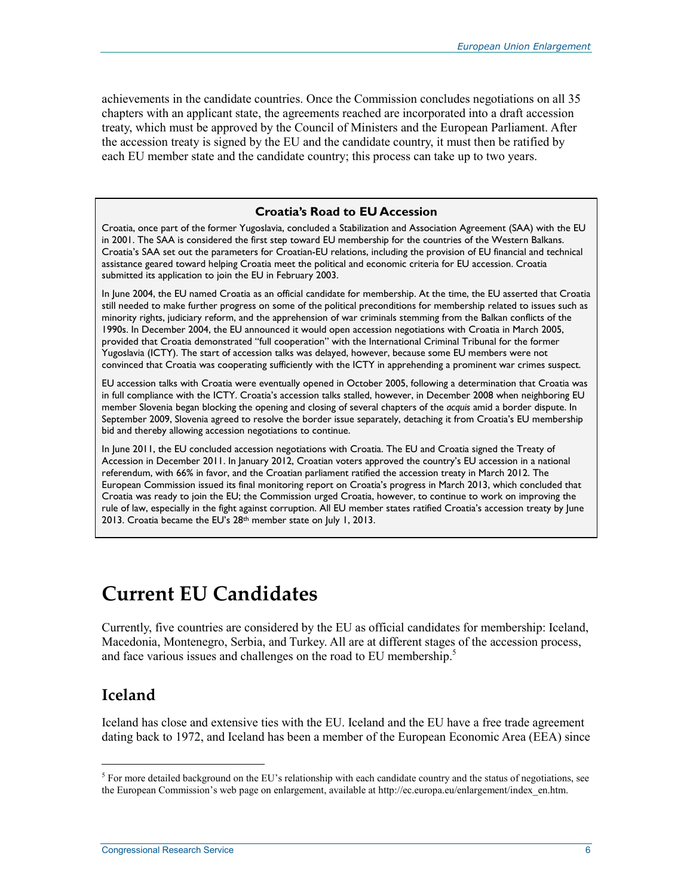achievements in the candidate countries. Once the Commission concludes negotiations on all 35 chapters with an applicant state, the agreements reached are incorporated into a draft accession treaty, which must be approved by the Council of Ministers and the European Parliament. After the accession treaty is signed by the EU and the candidate country, it must then be ratified by each EU member state and the candidate country; this process can take up to two years.

> **Croatia's Road to EU Accession**
>
> Croatia, once part of the former Yugoslavia, concluded a Stabilization and Association Agreement (SAA) with the EU in 2001. The SAA is considered the first step toward EU membership for the countries of the Western Balkans. Croatia's SAA set out the parameters for Croatian-EU relations, including the provision of EU financial and technical assistance geared toward helping Croatia meet the political and economic criteria for EU accession. Croatia submitted its application to join the EU in February 2003.
>
> In June 2004, the EU named Croatia as an official candidate for membership. At the time, the EU asserted that Croatia still needed to make further progress on some of the political preconditions for membership related to issues such as minority rights, judiciary reform, and the apprehension of war criminals stemming from the Balkan conflicts of the 1990s. In December 2004, the EU announced it would open accession negotiations with Croatia in March 2005, provided that Croatia demonstrated "full cooperation" with the International Criminal Tribunal for the former Yugoslavia (ICTY). The start of accession talks was delayed, however, because some EU members were not convinced that Croatia was cooperating sufficiently with the ICTY in apprehending a prominent war crimes suspect.
>
> EU accession talks with Croatia were eventually opened in October 2005, following a determination that Croatia was in full compliance with the ICTY. Croatia's accession talks stalled, however, in December 2008 when neighboring EU member Slovenia began blocking the opening and closing of several chapters of the *acquis* amid a border dispute. In September 2009, Slovenia agreed to resolve the border issue separately, detaching it from Croatia's EU membership bid and thereby allowing accession negotiations to continue.
>
> In June 2011, the EU concluded accession negotiations with Croatia. The EU and Croatia signed the Treaty of Accession in December 2011. In January 2012, Croatian voters approved the country's EU accession in a national referendum, with 66% in favor, and the Croatian parliament ratified the accession treaty in March 2012. The European Commission issued its final monitoring report on Croatia's progress in March 2013, which concluded that Croatia was ready to join the EU; the Commission urged Croatia, however, to continue to work on improving the rule of law, especially in the fight against corruption. All EU member states ratified Croatia's accession treaty by June 2013. Croatia became the EU's 28th member state on July 1, 2013.

# Current EU Candidates

Currently, five countries are considered by the EU as official candidates for membership: Iceland, Macedonia, Montenegro, Serbia, and Turkey. All are at different stages of the accession process, and face various issues and challenges on the road to EU membership.[5]

## Iceland

Iceland has close and extensive ties with the EU. Iceland and the EU have a free trade agreement dating back to 1972, and Iceland has been a member of the European Economic Area (EEA) since

[5] For more detailed background on the EU's relationship with each candidate country and the status of negotiations, see the European Commission's web page on enlargement, available at http://ec.europa.eu/enlargement/index_en.htm.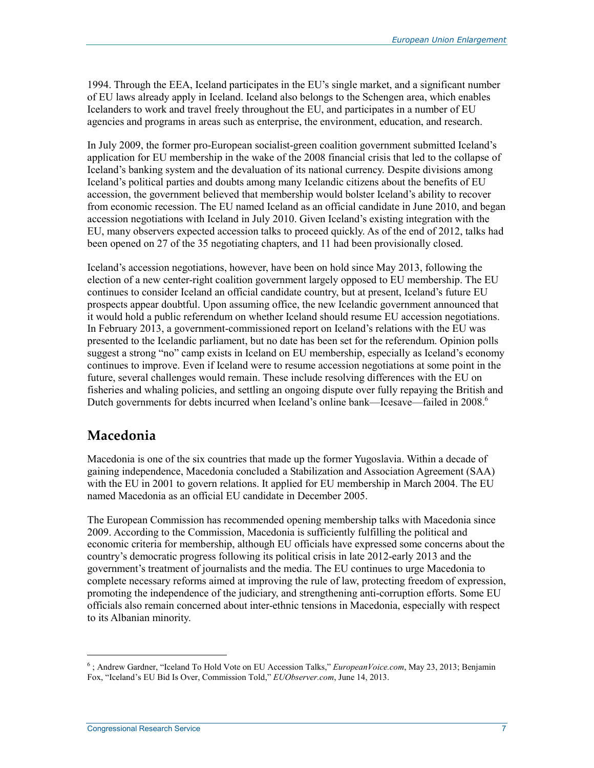1994. Through the EEA, Iceland participates in the EU's single market, and a significant number of EU laws already apply in Iceland. Iceland also belongs to the Schengen area, which enables Icelanders to work and travel freely throughout the EU, and participates in a number of EU agencies and programs in areas such as enterprise, the environment, education, and research.

In July 2009, the former pro-European socialist-green coalition government submitted Iceland's application for EU membership in the wake of the 2008 financial crisis that led to the collapse of Iceland's banking system and the devaluation of its national currency. Despite divisions among Iceland's political parties and doubts among many Icelandic citizens about the benefits of EU accession, the government believed that membership would bolster Iceland's ability to recover from economic recession. The EU named Iceland as an official candidate in June 2010, and began accession negotiations with Iceland in July 2010. Given Iceland's existing integration with the EU, many observers expected accession talks to proceed quickly. As of the end of 2012, talks had been opened on 27 of the 35 negotiating chapters, and 11 had been provisionally closed.

Iceland's accession negotiations, however, have been on hold since May 2013, following the election of a new center-right coalition government largely opposed to EU membership. The EU continues to consider Iceland an official candidate country, but at present, Iceland's future EU prospects appear doubtful. Upon assuming office, the new Icelandic government announced that it would hold a public referendum on whether Iceland should resume EU accession negotiations. In February 2013, a government-commissioned report on Iceland's relations with the EU was presented to the Icelandic parliament, but no date has been set for the referendum. Opinion polls suggest a strong "no" camp exists in Iceland on EU membership, especially as Iceland's economy continues to improve. Even if Iceland were to resume accession negotiations at some point in the future, several challenges would remain. These include resolving differences with the EU on fisheries and whaling policies, and settling an ongoing dispute over fully repaying the British and Dutch governments for debts incurred when Iceland's online bank—Icesave—failed in 2008.[6]

## Macedonia

Macedonia is one of the six countries that made up the former Yugoslavia. Within a decade of gaining independence, Macedonia concluded a Stabilization and Association Agreement (SAA) with the EU in 2001 to govern relations. It applied for EU membership in March 2004. The EU named Macedonia as an official EU candidate in December 2005.

The European Commission has recommended opening membership talks with Macedonia since 2009. According to the Commission, Macedonia is sufficiently fulfilling the political and economic criteria for membership, although EU officials have expressed some concerns about the country's democratic progress following its political crisis in late 2012-early 2013 and the government's treatment of journalists and the media. The EU continues to urge Macedonia to complete necessary reforms aimed at improving the rule of law, protecting freedom of expression, promoting the independence of the judiciary, and strengthening anti-corruption efforts. Some EU officials also remain concerned about inter-ethnic tensions in Macedonia, especially with respect to its Albanian minority.

---

[6] ; Andrew Gardner, "Iceland To Hold Vote on EU Accession Talks," *EuropeanVoice.com*, May 23, 2013; Benjamin Fox, "Iceland's EU Bid Is Over, Commission Told," *EUObserver.com*, June 14, 2013.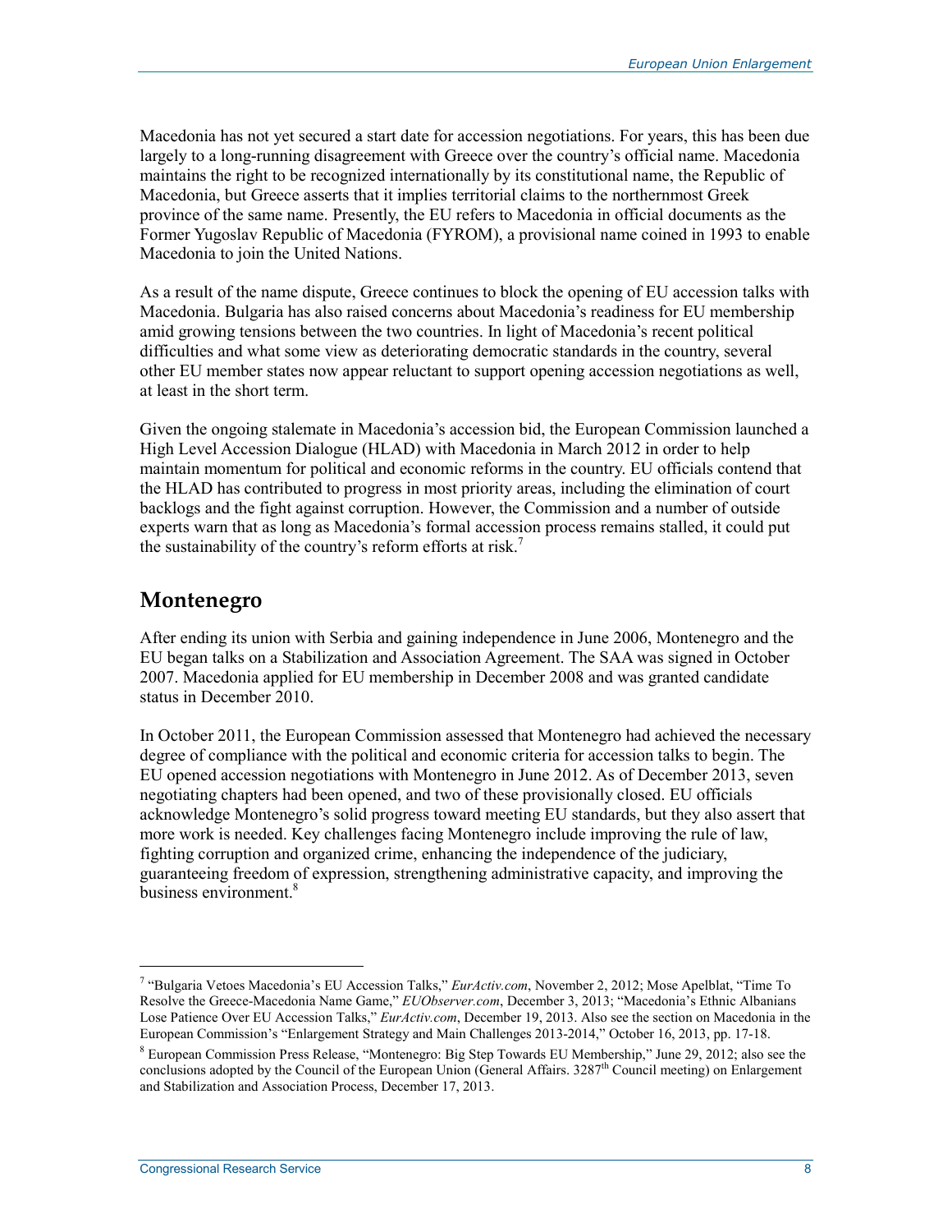Macedonia has not yet secured a start date for accession negotiations. For years, this has been due largely to a long-running disagreement with Greece over the country's official name. Macedonia maintains the right to be recognized internationally by its constitutional name, the Republic of Macedonia, but Greece asserts that it implies territorial claims to the northernmost Greek province of the same name. Presently, the EU refers to Macedonia in official documents as the Former Yugoslav Republic of Macedonia (FYROM), a provisional name coined in 1993 to enable Macedonia to join the United Nations.

As a result of the name dispute, Greece continues to block the opening of EU accession talks with Macedonia. Bulgaria has also raised concerns about Macedonia's readiness for EU membership amid growing tensions between the two countries. In light of Macedonia's recent political difficulties and what some view as deteriorating democratic standards in the country, several other EU member states now appear reluctant to support opening accession negotiations as well, at least in the short term.

Given the ongoing stalemate in Macedonia's accession bid, the European Commission launched a High Level Accession Dialogue (HLAD) with Macedonia in March 2012 in order to help maintain momentum for political and economic reforms in the country. EU officials contend that the HLAD has contributed to progress in most priority areas, including the elimination of court backlogs and the fight against corruption. However, the Commission and a number of outside experts warn that as long as Macedonia's formal accession process remains stalled, it could put the sustainability of the country's reform efforts at risk.[7]

## Montenegro

After ending its union with Serbia and gaining independence in June 2006, Montenegro and the EU began talks on a Stabilization and Association Agreement. The SAA was signed in October 2007. Macedonia applied for EU membership in December 2008 and was granted candidate status in December 2010.

In October 2011, the European Commission assessed that Montenegro had achieved the necessary degree of compliance with the political and economic criteria for accession talks to begin. The EU opened accession negotiations with Montenegro in June 2012. As of December 2013, seven negotiating chapters had been opened, and two of these provisionally closed. EU officials acknowledge Montenegro's solid progress toward meeting EU standards, but they also assert that more work is needed. Key challenges facing Montenegro include improving the rule of law, fighting corruption and organized crime, enhancing the independence of the judiciary, guaranteeing freedom of expression, strengthening administrative capacity, and improving the business environment.[8]

---

[7] "Bulgaria Vetoes Macedonia's EU Accession Talks," *EurActiv.com*, November 2, 2012; Mose Apelblat, "Time To Resolve the Greece-Macedonia Name Game," *EUObserver.com*, December 3, 2013; "Macedonia's Ethnic Albanians Lose Patience Over EU Accession Talks," *EurActiv.com*, December 19, 2013. Also see the section on Macedonia in the European Commission's "Enlargement Strategy and Main Challenges 2013-2014," October 16, 2013, pp. 17-18.

[8] European Commission Press Release, "Montenegro: Big Step Towards EU Membership," June 29, 2012; also see the conclusions adopted by the Council of the European Union (General Affairs. 3287th Council meeting) on Enlargement and Stabilization and Association Process, December 17, 2013.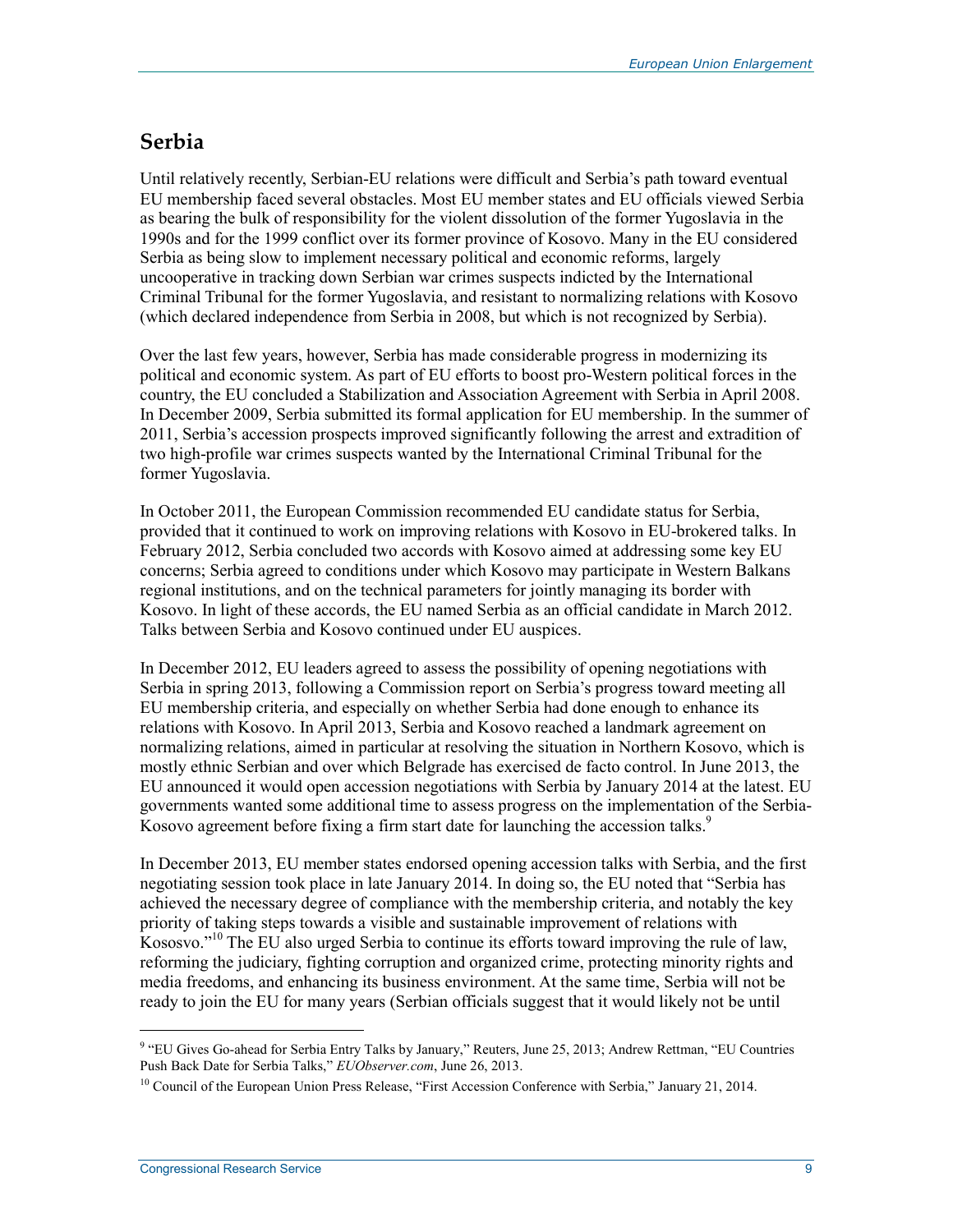## Serbia

Until relatively recently, Serbian-EU relations were difficult and Serbia's path toward eventual EU membership faced several obstacles. Most EU member states and EU officials viewed Serbia as bearing the bulk of responsibility for the violent dissolution of the former Yugoslavia in the 1990s and for the 1999 conflict over its former province of Kosovo. Many in the EU considered Serbia as being slow to implement necessary political and economic reforms, largely uncooperative in tracking down Serbian war crimes suspects indicted by the International Criminal Tribunal for the former Yugoslavia, and resistant to normalizing relations with Kosovo (which declared independence from Serbia in 2008, but which is not recognized by Serbia).

Over the last few years, however, Serbia has made considerable progress in modernizing its political and economic system. As part of EU efforts to boost pro-Western political forces in the country, the EU concluded a Stabilization and Association Agreement with Serbia in April 2008. In December 2009, Serbia submitted its formal application for EU membership. In the summer of 2011, Serbia's accession prospects improved significantly following the arrest and extradition of two high-profile war crimes suspects wanted by the International Criminal Tribunal for the former Yugoslavia.

In October 2011, the European Commission recommended EU candidate status for Serbia, provided that it continued to work on improving relations with Kosovo in EU-brokered talks. In February 2012, Serbia concluded two accords with Kosovo aimed at addressing some key EU concerns; Serbia agreed to conditions under which Kosovo may participate in Western Balkans regional institutions, and on the technical parameters for jointly managing its border with Kosovo. In light of these accords, the EU named Serbia as an official candidate in March 2012. Talks between Serbia and Kosovo continued under EU auspices.

In December 2012, EU leaders agreed to assess the possibility of opening negotiations with Serbia in spring 2013, following a Commission report on Serbia's progress toward meeting all EU membership criteria, and especially on whether Serbia had done enough to enhance its relations with Kosovo. In April 2013, Serbia and Kosovo reached a landmark agreement on normalizing relations, aimed in particular at resolving the situation in Northern Kosovo, which is mostly ethnic Serbian and over which Belgrade has exercised de facto control. In June 2013, the EU announced it would open accession negotiations with Serbia by January 2014 at the latest. EU governments wanted some additional time to assess progress on the implementation of the Serbia-Kosovo agreement before fixing a firm start date for launching the accession talks.[9]

In December 2013, EU member states endorsed opening accession talks with Serbia, and the first negotiating session took place in late January 2014. In doing so, the EU noted that "Serbia has achieved the necessary degree of compliance with the membership criteria, and notably the key priority of taking steps towards a visible and sustainable improvement of relations with Kososvo."[10] The EU also urged Serbia to continue its efforts toward improving the rule of law, reforming the judiciary, fighting corruption and organized crime, protecting minority rights and media freedoms, and enhancing its business environment. At the same time, Serbia will not be ready to join the EU for many years (Serbian officials suggest that it would likely not be until

---

[9] "EU Gives Go-ahead for Serbia Entry Talks by January," Reuters, June 25, 2013; Andrew Rettman, "EU Countries Push Back Date for Serbia Talks," *EUObserver.com*, June 26, 2013.

[10] Council of the European Union Press Release, "First Accession Conference with Serbia," January 21, 2014.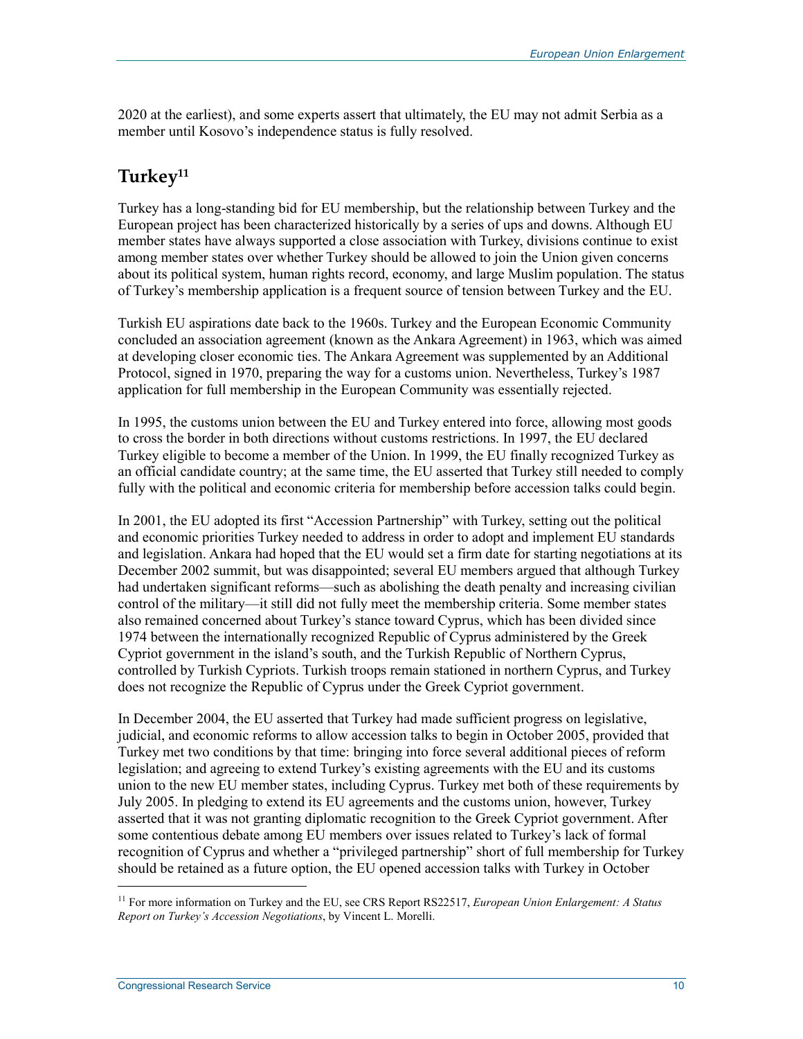2020 at the earliest), and some experts assert that ultimately, the EU may not admit Serbia as a member until Kosovo's independence status is fully resolved.

## Turkey[11]

Turkey has a long-standing bid for EU membership, but the relationship between Turkey and the European project has been characterized historically by a series of ups and downs. Although EU member states have always supported a close association with Turkey, divisions continue to exist among member states over whether Turkey should be allowed to join the Union given concerns about its political system, human rights record, economy, and large Muslim population. The status of Turkey's membership application is a frequent source of tension between Turkey and the EU.

Turkish EU aspirations date back to the 1960s. Turkey and the European Economic Community concluded an association agreement (known as the Ankara Agreement) in 1963, which was aimed at developing closer economic ties. The Ankara Agreement was supplemented by an Additional Protocol, signed in 1970, preparing the way for a customs union. Nevertheless, Turkey's 1987 application for full membership in the European Community was essentially rejected.

In 1995, the customs union between the EU and Turkey entered into force, allowing most goods to cross the border in both directions without customs restrictions. In 1997, the EU declared Turkey eligible to become a member of the Union. In 1999, the EU finally recognized Turkey as an official candidate country; at the same time, the EU asserted that Turkey still needed to comply fully with the political and economic criteria for membership before accession talks could begin.

In 2001, the EU adopted its first "Accession Partnership" with Turkey, setting out the political and economic priorities Turkey needed to address in order to adopt and implement EU standards and legislation. Ankara had hoped that the EU would set a firm date for starting negotiations at its December 2002 summit, but was disappointed; several EU members argued that although Turkey had undertaken significant reforms—such as abolishing the death penalty and increasing civilian control of the military—it still did not fully meet the membership criteria. Some member states also remained concerned about Turkey's stance toward Cyprus, which has been divided since 1974 between the internationally recognized Republic of Cyprus administered by the Greek Cypriot government in the island's south, and the Turkish Republic of Northern Cyprus, controlled by Turkish Cypriots. Turkish troops remain stationed in northern Cyprus, and Turkey does not recognize the Republic of Cyprus under the Greek Cypriot government.

In December 2004, the EU asserted that Turkey had made sufficient progress on legislative, judicial, and economic reforms to allow accession talks to begin in October 2005, provided that Turkey met two conditions by that time: bringing into force several additional pieces of reform legislation; and agreeing to extend Turkey's existing agreements with the EU and its customs union to the new EU member states, including Cyprus. Turkey met both of these requirements by July 2005. In pledging to extend its EU agreements and the customs union, however, Turkey asserted that it was not granting diplomatic recognition to the Greek Cypriot government. After some contentious debate among EU members over issues related to Turkey's lack of formal recognition of Cyprus and whether a "privileged partnership" short of full membership for Turkey should be retained as a future option, the EU opened accession talks with Turkey in October

[11] For more information on Turkey and the EU, see CRS Report RS22517, *European Union Enlargement: A Status Report on Turkey's Accession Negotiations*, by Vincent L. Morelli.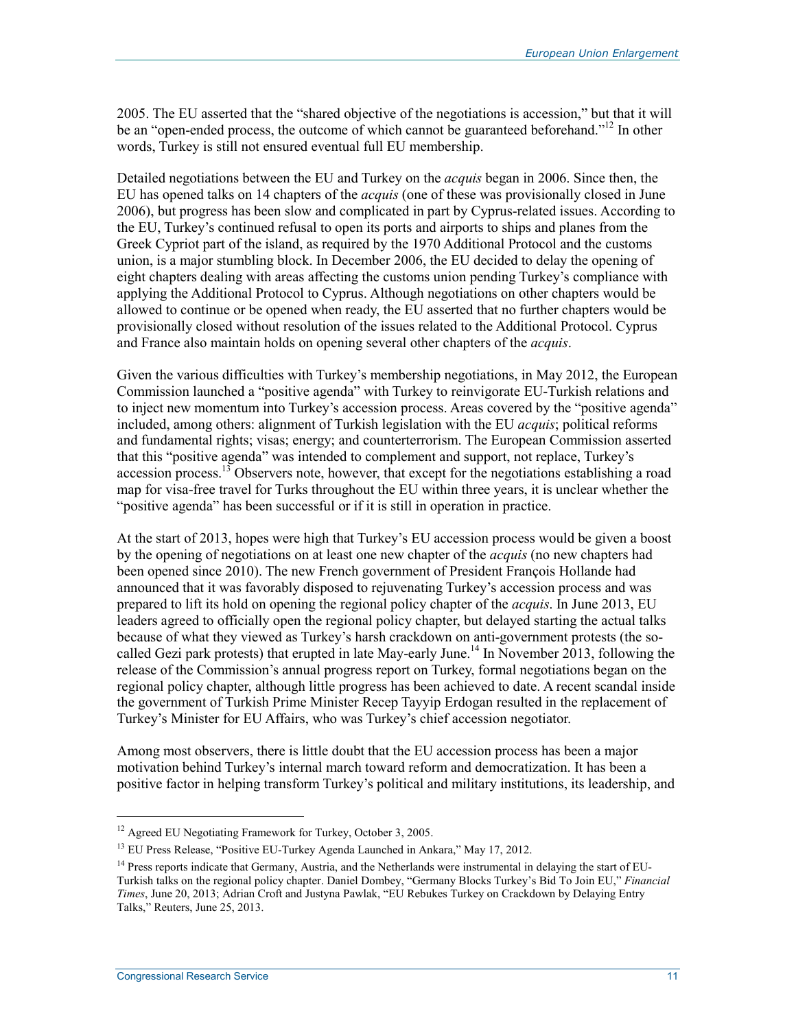2005. The EU asserted that the "shared objective of the negotiations is accession," but that it will be an "open-ended process, the outcome of which cannot be guaranteed beforehand."[12] In other words, Turkey is still not ensured eventual full EU membership.

Detailed negotiations between the EU and Turkey on the *acquis* began in 2006. Since then, the EU has opened talks on 14 chapters of the *acquis* (one of these was provisionally closed in June 2006), but progress has been slow and complicated in part by Cyprus-related issues. According to the EU, Turkey's continued refusal to open its ports and airports to ships and planes from the Greek Cypriot part of the island, as required by the 1970 Additional Protocol and the customs union, is a major stumbling block. In December 2006, the EU decided to delay the opening of eight chapters dealing with areas affecting the customs union pending Turkey's compliance with applying the Additional Protocol to Cyprus. Although negotiations on other chapters would be allowed to continue or be opened when ready, the EU asserted that no further chapters would be provisionally closed without resolution of the issues related to the Additional Protocol. Cyprus and France also maintain holds on opening several other chapters of the *acquis*.

Given the various difficulties with Turkey's membership negotiations, in May 2012, the European Commission launched a "positive agenda" with Turkey to reinvigorate EU-Turkish relations and to inject new momentum into Turkey's accession process. Areas covered by the "positive agenda" included, among others: alignment of Turkish legislation with the EU *acquis*; political reforms and fundamental rights; visas; energy; and counterterrorism. The European Commission asserted that this "positive agenda" was intended to complement and support, not replace, Turkey's accession process.[13] Observers note, however, that except for the negotiations establishing a road map for visa-free travel for Turks throughout the EU within three years, it is unclear whether the "positive agenda" has been successful or if it is still in operation in practice.

At the start of 2013, hopes were high that Turkey's EU accession process would be given a boost by the opening of negotiations on at least one new chapter of the *acquis* (no new chapters had been opened since 2010). The new French government of President François Hollande had announced that it was favorably disposed to rejuvenating Turkey's accession process and was prepared to lift its hold on opening the regional policy chapter of the *acquis*. In June 2013, EU leaders agreed to officially open the regional policy chapter, but delayed starting the actual talks because of what they viewed as Turkey's harsh crackdown on anti-government protests (the so-called Gezi park protests) that erupted in late May-early June.[14] In November 2013, following the release of the Commission's annual progress report on Turkey, formal negotiations began on the regional policy chapter, although little progress has been achieved to date. A recent scandal inside the government of Turkish Prime Minister Recep Tayyip Erdogan resulted in the replacement of Turkey's Minister for EU Affairs, who was Turkey's chief accession negotiator.

Among most observers, there is little doubt that the EU accession process has been a major motivation behind Turkey's internal march toward reform and democratization. It has been a positive factor in helping transform Turkey's political and military institutions, its leadership, and

---

[12] Agreed EU Negotiating Framework for Turkey, October 3, 2005.

[13] EU Press Release, "Positive EU-Turkey Agenda Launched in Ankara," May 17, 2012.

[14] Press reports indicate that Germany, Austria, and the Netherlands were instrumental in delaying the start of EU-Turkish talks on the regional policy chapter. Daniel Dombey, "Germany Blocks Turkey's Bid To Join EU," *Financial Times*, June 20, 2013; Adrian Croft and Justyna Pawlak, "EU Rebukes Turkey on Crackdown by Delaying Entry Talks," Reuters, June 25, 2013.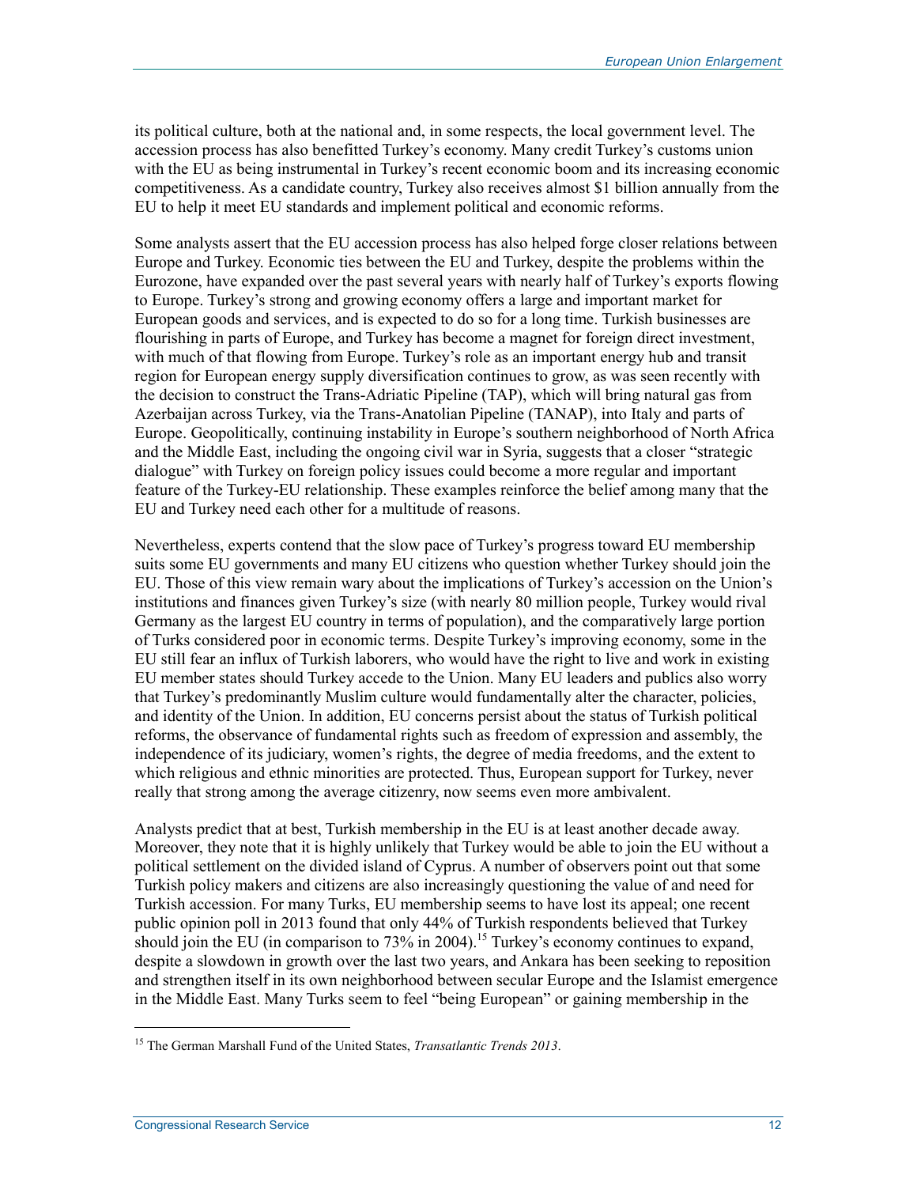its political culture, both at the national and, in some respects, the local government level. The accession process has also benefitted Turkey's economy. Many credit Turkey's customs union with the EU as being instrumental in Turkey's recent economic boom and its increasing economic competitiveness. As a candidate country, Turkey also receives almost $1 billion annually from the EU to help it meet EU standards and implement political and economic reforms.

Some analysts assert that the EU accession process has also helped forge closer relations between Europe and Turkey. Economic ties between the EU and Turkey, despite the problems within the Eurozone, have expanded over the past several years with nearly half of Turkey's exports flowing to Europe. Turkey's strong and growing economy offers a large and important market for European goods and services, and is expected to do so for a long time. Turkish businesses are flourishing in parts of Europe, and Turkey has become a magnet for foreign direct investment, with much of that flowing from Europe. Turkey's role as an important energy hub and transit region for European energy supply diversification continues to grow, as was seen recently with the decision to construct the Trans-Adriatic Pipeline (TAP), which will bring natural gas from Azerbaijan across Turkey, via the Trans-Anatolian Pipeline (TANAP), into Italy and parts of Europe. Geopolitically, continuing instability in Europe's southern neighborhood of North Africa and the Middle East, including the ongoing civil war in Syria, suggests that a closer "strategic dialogue" with Turkey on foreign policy issues could become a more regular and important feature of the Turkey-EU relationship. These examples reinforce the belief among many that the EU and Turkey need each other for a multitude of reasons.

Nevertheless, experts contend that the slow pace of Turkey's progress toward EU membership suits some EU governments and many EU citizens who question whether Turkey should join the EU. Those of this view remain wary about the implications of Turkey's accession on the Union's institutions and finances given Turkey's size (with nearly 80 million people, Turkey would rival Germany as the largest EU country in terms of population), and the comparatively large portion of Turks considered poor in economic terms. Despite Turkey's improving economy, some in the EU still fear an influx of Turkish laborers, who would have the right to live and work in existing EU member states should Turkey accede to the Union. Many EU leaders and publics also worry that Turkey's predominantly Muslim culture would fundamentally alter the character, policies, and identity of the Union. In addition, EU concerns persist about the status of Turkish political reforms, the observance of fundamental rights such as freedom of expression and assembly, the independence of its judiciary, women's rights, the degree of media freedoms, and the extent to which religious and ethnic minorities are protected. Thus, European support for Turkey, never really that strong among the average citizenry, now seems even more ambivalent.

Analysts predict that at best, Turkish membership in the EU is at least another decade away. Moreover, they note that it is highly unlikely that Turkey would be able to join the EU without a political settlement on the divided island of Cyprus. A number of observers point out that some Turkish policy makers and citizens are also increasingly questioning the value of and need for Turkish accession. For many Turks, EU membership seems to have lost its appeal; one recent public opinion poll in 2013 found that only 44% of Turkish respondents believed that Turkey should join the EU (in comparison to 73% in 2004).[15] Turkey's economy continues to expand, despite a slowdown in growth over the last two years, and Ankara has been seeking to reposition and strengthen itself in its own neighborhood between secular Europe and the Islamist emergence in the Middle East. Many Turks seem to feel "being European" or gaining membership in the

[15] The German Marshall Fund of the United States, *Transatlantic Trends 2013*.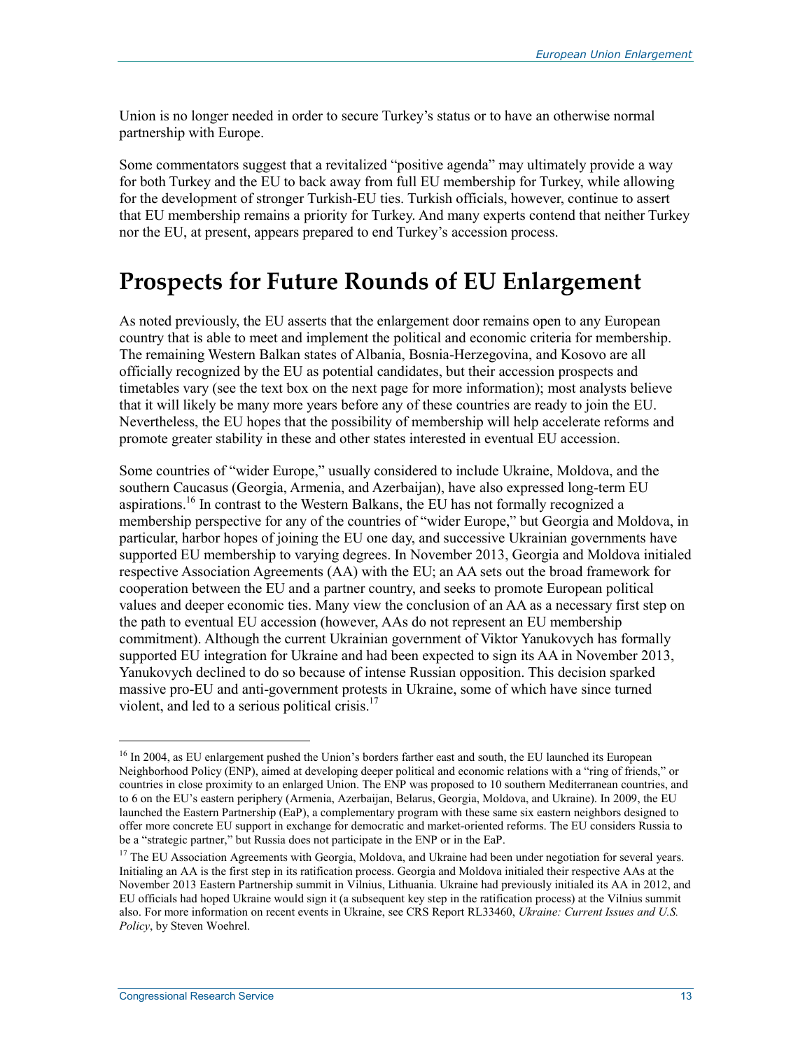Union is no longer needed in order to secure Turkey's status or to have an otherwise normal partnership with Europe.

Some commentators suggest that a revitalized "positive agenda" may ultimately provide a way for both Turkey and the EU to back away from full EU membership for Turkey, while allowing for the development of stronger Turkish-EU ties. Turkish officials, however, continue to assert that EU membership remains a priority for Turkey. And many experts contend that neither Turkey nor the EU, at present, appears prepared to end Turkey's accession process.

# Prospects for Future Rounds of EU Enlargement

As noted previously, the EU asserts that the enlargement door remains open to any European country that is able to meet and implement the political and economic criteria for membership. The remaining Western Balkan states of Albania, Bosnia-Herzegovina, and Kosovo are all officially recognized by the EU as potential candidates, but their accession prospects and timetables vary (see the text box on the next page for more information); most analysts believe that it will likely be many more years before any of these countries are ready to join the EU. Nevertheless, the EU hopes that the possibility of membership will help accelerate reforms and promote greater stability in these and other states interested in eventual EU accession.

Some countries of "wider Europe," usually considered to include Ukraine, Moldova, and the southern Caucasus (Georgia, Armenia, and Azerbaijan), have also expressed long-term EU aspirations.[16] In contrast to the Western Balkans, the EU has not formally recognized a membership perspective for any of the countries of "wider Europe," but Georgia and Moldova, in particular, harbor hopes of joining the EU one day, and successive Ukrainian governments have supported EU membership to varying degrees. In November 2013, Georgia and Moldova initialed respective Association Agreements (AA) with the EU; an AA sets out the broad framework for cooperation between the EU and a partner country, and seeks to promote European political values and deeper economic ties. Many view the conclusion of an AA as a necessary first step on the path to eventual EU accession (however, AAs do not represent an EU membership commitment). Although the current Ukrainian government of Viktor Yanukovych has formally supported EU integration for Ukraine and had been expected to sign its AA in November 2013, Yanukovych declined to do so because of intense Russian opposition. This decision sparked massive pro-EU and anti-government protests in Ukraine, some of which have since turned violent, and led to a serious political crisis.[17]

---

[16] In 2004, as EU enlargement pushed the Union's borders farther east and south, the EU launched its European Neighborhood Policy (ENP), aimed at developing deeper political and economic relations with a "ring of friends," or countries in close proximity to an enlarged Union. The ENP was proposed to 10 southern Mediterranean countries, and to 6 on the EU's eastern periphery (Armenia, Azerbaijan, Belarus, Georgia, Moldova, and Ukraine). In 2009, the EU launched the Eastern Partnership (EaP), a complementary program with these same six eastern neighbors designed to offer more concrete EU support in exchange for democratic and market-oriented reforms. The EU considers Russia to be a "strategic partner," but Russia does not participate in the ENP or in the EaP.

[17] The EU Association Agreements with Georgia, Moldova, and Ukraine had been under negotiation for several years. Initialing an AA is the first step in its ratification process. Georgia and Moldova initialed their respective AAs at the November 2013 Eastern Partnership summit in Vilnius, Lithuania. Ukraine had previously initialed its AA in 2012, and EU officials had hoped Ukraine would sign it (a subsequent key step in the ratification process) at the Vilnius summit also. For more information on recent events in Ukraine, see CRS Report RL33460, *Ukraine: Current Issues and U.S. Policy*, by Steven Woehrel.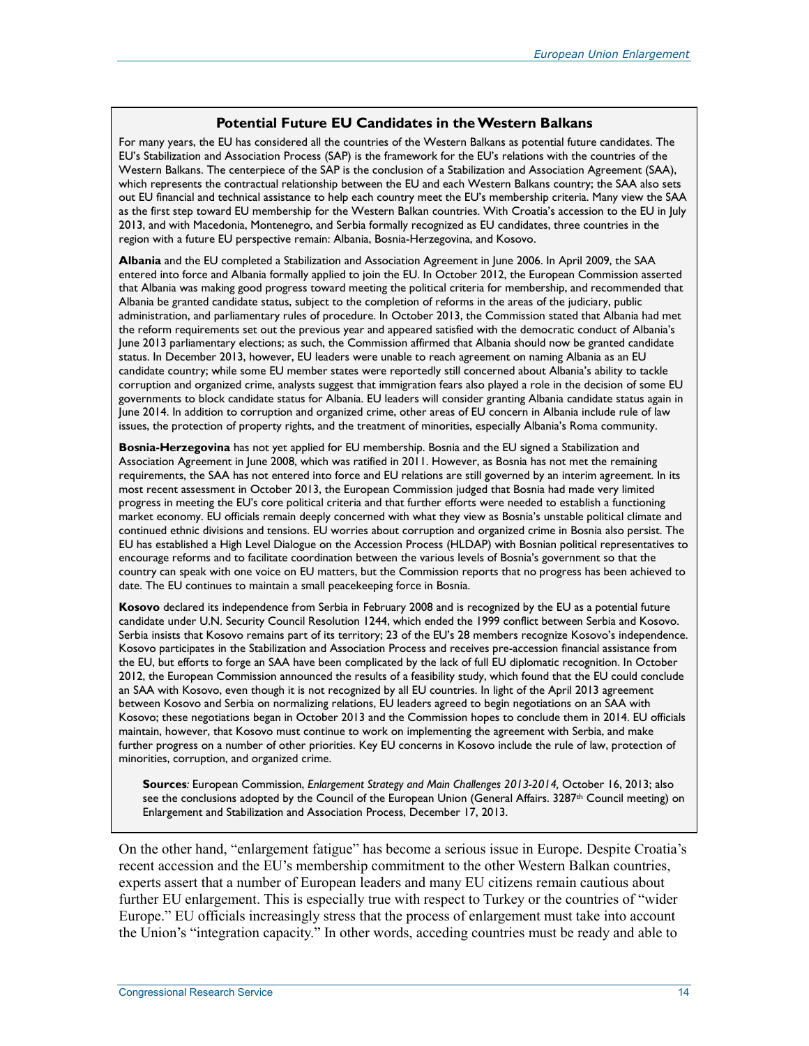### Potential Future EU Candidates in the Western Balkans

For many years, the EU has considered all the countries of the Western Balkans as potential future candidates. The EU's Stabilization and Association Process (SAP) is the framework for the EU's relations with the countries of the Western Balkans. The centerpiece of the SAP is the conclusion of a Stabilization and Association Agreement (SAA), which represents the contractual relationship between the EU and each Western Balkans country; the SAA also sets out EU financial and technical assistance to help each country meet the EU's membership criteria. Many view the SAA as the first step toward EU membership for the Western Balkan countries. With Croatia's accession to the EU in July 2013, and with Macedonia, Montenegro, and Serbia formally recognized as EU candidates, three countries in the region with a future EU perspective remain: Albania, Bosnia-Herzegovina, and Kosovo.

**Albania** and the EU completed a Stabilization and Association Agreement in June 2006. In April 2009, the SAA entered into force and Albania formally applied to join the EU. In October 2012, the European Commission asserted that Albania was making good progress toward meeting the political criteria for membership, and recommended that Albania be granted candidate status, subject to the completion of reforms in the areas of the judiciary, public administration, and parliamentary rules of procedure. In October 2013, the Commission stated that Albania had met the reform requirements set out the previous year and appeared satisfied with the democratic conduct of Albania's June 2013 parliamentary elections; as such, the Commission affirmed that Albania should now be granted candidate status. In December 2013, however, EU leaders were unable to reach agreement on naming Albania as an EU candidate country; while some EU member states were reportedly still concerned about Albania's ability to tackle corruption and organized crime, analysts suggest that immigration fears also played a role in the decision of some EU governments to block candidate status for Albania. EU leaders will consider granting Albania candidate status again in June 2014. In addition to corruption and organized crime, other areas of EU concern in Albania include rule of law issues, the protection of property rights, and the treatment of minorities, especially Albania's Roma community.

**Bosnia-Herzegovina** has not yet applied for EU membership. Bosnia and the EU signed a Stabilization and Association Agreement in June 2008, which was ratified in 2011. However, as Bosnia has not met the remaining requirements, the SAA has not entered into force and EU relations are still governed by an interim agreement. In its most recent assessment in October 2013, the European Commission judged that Bosnia had made very limited progress in meeting the EU's core political criteria and that further efforts were needed to establish a functioning market economy. EU officials remain deeply concerned with what they view as Bosnia's unstable political climate and continued ethnic divisions and tensions. EU worries about corruption and organized crime in Bosnia also persist. The EU has established a High Level Dialogue on the Accession Process (HLDAP) with Bosnian political representatives to encourage reforms and to facilitate coordination between the various levels of Bosnia's government so that the country can speak with one voice on EU matters, but the Commission reports that no progress has been achieved to date. The EU continues to maintain a small peacekeeping force in Bosnia.

**Kosovo** declared its independence from Serbia in February 2008 and is recognized by the EU as a potential future candidate under U.N. Security Council Resolution 1244, which ended the 1999 conflict between Serbia and Kosovo. Serbia insists that Kosovo remains part of its territory; 23 of the EU's 28 members recognize Kosovo's independence. Kosovo participates in the Stabilization and Association Process and receives pre-accession financial assistance from the EU, but efforts to forge an SAA have been complicated by the lack of full EU diplomatic recognition. In October 2012, the European Commission announced the results of a feasibility study, which found that the EU could conclude an SAA with Kosovo, even though it is not recognized by all EU countries. In light of the April 2013 agreement between Kosovo and Serbia on normalizing relations, EU leaders agreed to begin negotiations on an SAA with Kosovo; these negotiations began in October 2013 and the Commission hopes to conclude them in 2014. EU officials maintain, however, that Kosovo must continue to work on implementing the agreement with Serbia, and make further progress on a number of other priorities. Key EU concerns in Kosovo include the rule of law, protection of minorities, corruption, and organized crime.

**Sources**: European Commission, *Enlargement Strategy and Main Challenges 2013-2014,* October 16, 2013; also see the conclusions adopted by the Council of the European Union (General Affairs. 3287th Council meeting) on Enlargement and Stabilization and Association Process, December 17, 2013.

On the other hand, "enlargement fatigue" has become a serious issue in Europe. Despite Croatia's recent accession and the EU's membership commitment to the other Western Balkan countries, experts assert that a number of European leaders and many EU citizens remain cautious about further EU enlargement. This is especially true with respect to Turkey or the countries of "wider Europe." EU officials increasingly stress that the process of enlargement must take into account the Union's "integration capacity." In other words, acceding countries must be ready and able to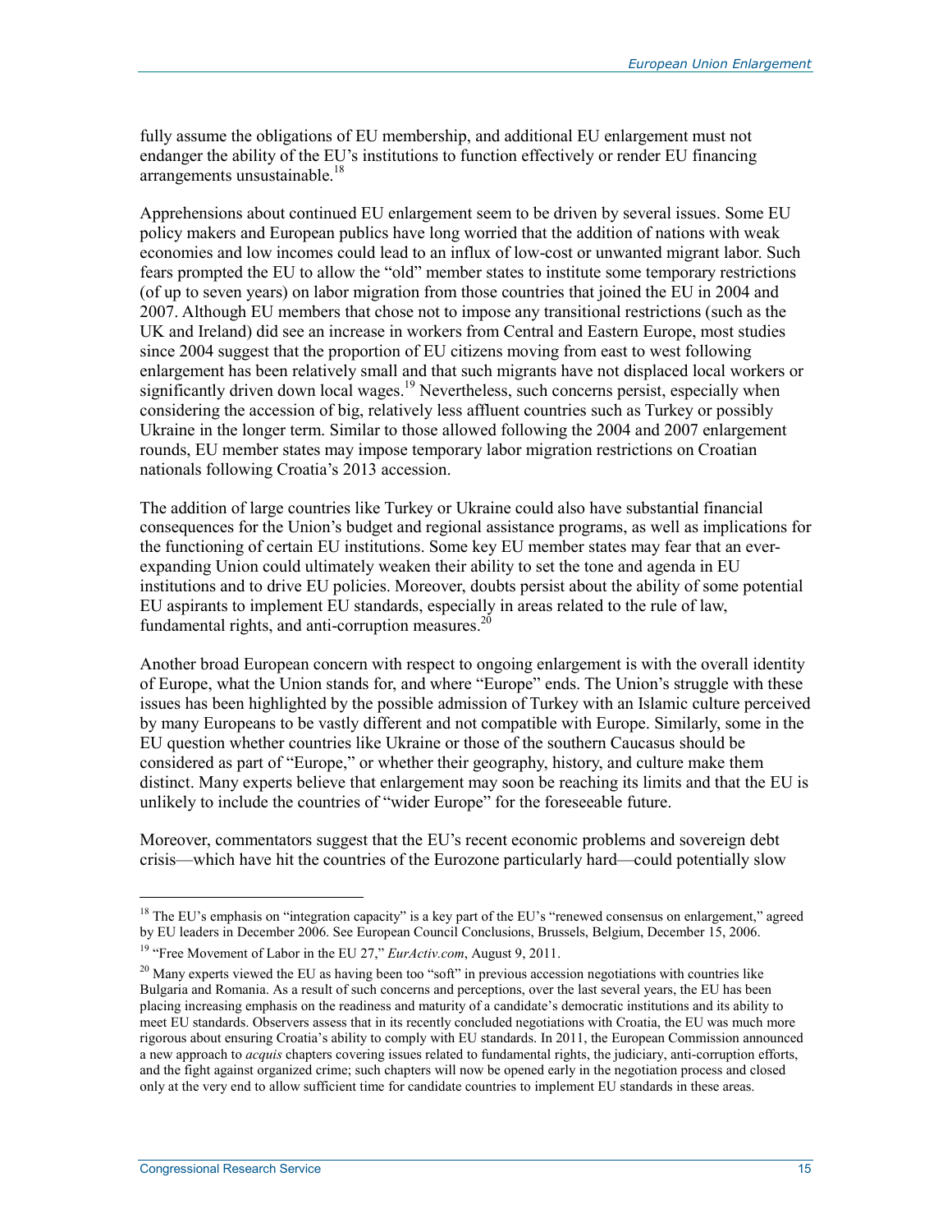fully assume the obligations of EU membership, and additional EU enlargement must not endanger the ability of the EU's institutions to function effectively or render EU financing arrangements unsustainable.[18]

Apprehensions about continued EU enlargement seem to be driven by several issues. Some EU policy makers and European publics have long worried that the addition of nations with weak economies and low incomes could lead to an influx of low-cost or unwanted migrant labor. Such fears prompted the EU to allow the "old" member states to institute some temporary restrictions (of up to seven years) on labor migration from those countries that joined the EU in 2004 and 2007. Although EU members that chose not to impose any transitional restrictions (such as the UK and Ireland) did see an increase in workers from Central and Eastern Europe, most studies since 2004 suggest that the proportion of EU citizens moving from east to west following enlargement has been relatively small and that such migrants have not displaced local workers or significantly driven down local wages.[19] Nevertheless, such concerns persist, especially when considering the accession of big, relatively less affluent countries such as Turkey or possibly Ukraine in the longer term. Similar to those allowed following the 2004 and 2007 enlargement rounds, EU member states may impose temporary labor migration restrictions on Croatian nationals following Croatia's 2013 accession.

The addition of large countries like Turkey or Ukraine could also have substantial financial consequences for the Union's budget and regional assistance programs, as well as implications for the functioning of certain EU institutions. Some key EU member states may fear that an ever-expanding Union could ultimately weaken their ability to set the tone and agenda in EU institutions and to drive EU policies. Moreover, doubts persist about the ability of some potential EU aspirants to implement EU standards, especially in areas related to the rule of law, fundamental rights, and anti-corruption measures.[20]

Another broad European concern with respect to ongoing enlargement is with the overall identity of Europe, what the Union stands for, and where "Europe" ends. The Union's struggle with these issues has been highlighted by the possible admission of Turkey with an Islamic culture perceived by many Europeans to be vastly different and not compatible with Europe. Similarly, some in the EU question whether countries like Ukraine or those of the southern Caucasus should be considered as part of "Europe," or whether their geography, history, and culture make them distinct. Many experts believe that enlargement may soon be reaching its limits and that the EU is unlikely to include the countries of "wider Europe" for the foreseeable future.

Moreover, commentators suggest that the EU's recent economic problems and sovereign debt crisis—which have hit the countries of the Eurozone particularly hard—could potentially slow

---

[18] The EU's emphasis on "integration capacity" is a key part of the EU's "renewed consensus on enlargement," agreed by EU leaders in December 2006. See European Council Conclusions, Brussels, Belgium, December 15, 2006.

[19] "Free Movement of Labor in the EU 27," *EurActiv.com*, August 9, 2011.

[20] Many experts viewed the EU as having been too "soft" in previous accession negotiations with countries like Bulgaria and Romania. As a result of such concerns and perceptions, over the last several years, the EU has been placing increasing emphasis on the readiness and maturity of a candidate's democratic institutions and its ability to meet EU standards. Observers assess that in its recently concluded negotiations with Croatia, the EU was much more rigorous about ensuring Croatia's ability to comply with EU standards. In 2011, the European Commission announced a new approach to *acquis* chapters covering issues related to fundamental rights, the judiciary, anti-corruption efforts, and the fight against organized crime; such chapters will now be opened early in the negotiation process and closed only at the very end to allow sufficient time for candidate countries to implement EU standards in these areas.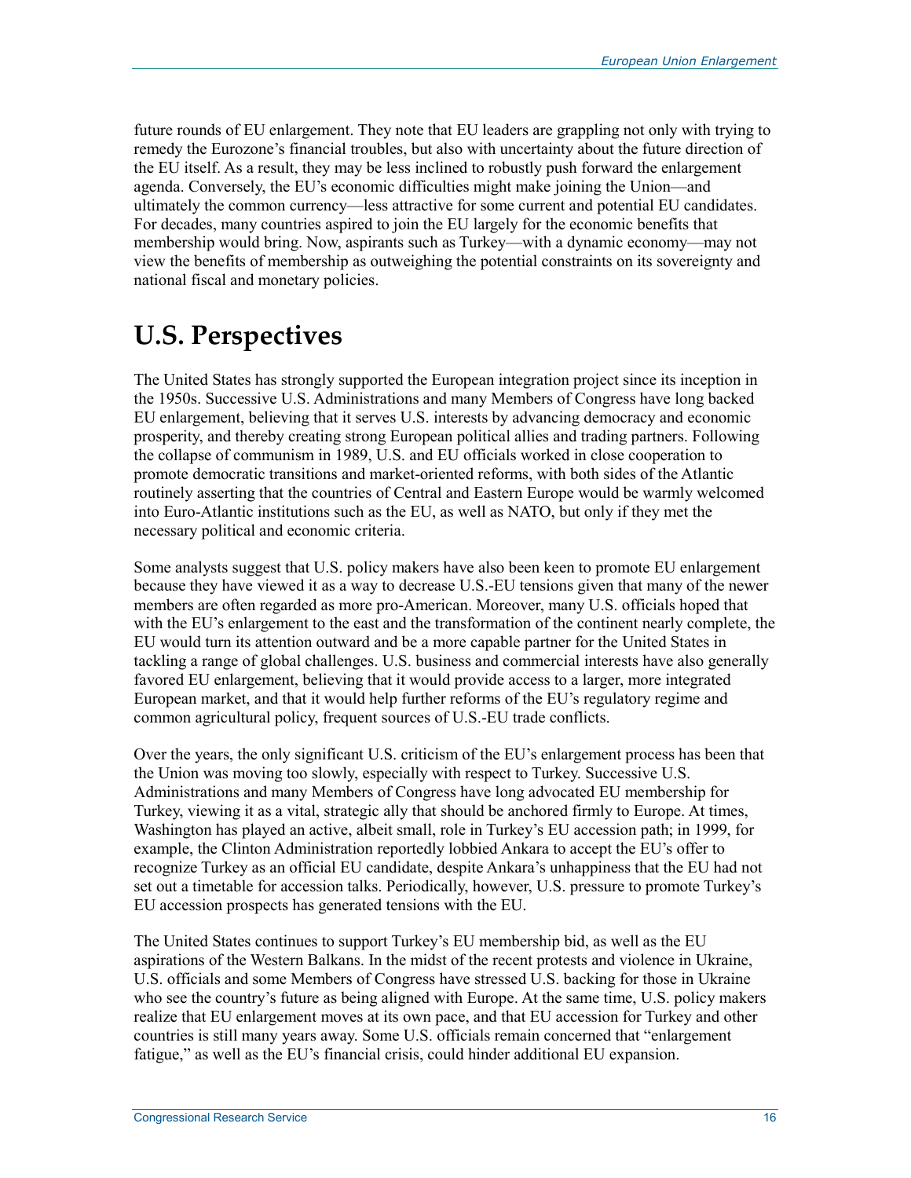future rounds of EU enlargement. They note that EU leaders are grappling not only with trying to remedy the Eurozone's financial troubles, but also with uncertainty about the future direction of the EU itself. As a result, they may be less inclined to robustly push forward the enlargement agenda. Conversely, the EU's economic difficulties might make joining the Union—and ultimately the common currency—less attractive for some current and potential EU candidates. For decades, many countries aspired to join the EU largely for the economic benefits that membership would bring. Now, aspirants such as Turkey—with a dynamic economy—may not view the benefits of membership as outweighing the potential constraints on its sovereignty and national fiscal and monetary policies.

# U.S. Perspectives

The United States has strongly supported the European integration project since its inception in the 1950s. Successive U.S. Administrations and many Members of Congress have long backed EU enlargement, believing that it serves U.S. interests by advancing democracy and economic prosperity, and thereby creating strong European political allies and trading partners. Following the collapse of communism in 1989, U.S. and EU officials worked in close cooperation to promote democratic transitions and market-oriented reforms, with both sides of the Atlantic routinely asserting that the countries of Central and Eastern Europe would be warmly welcomed into Euro-Atlantic institutions such as the EU, as well as NATO, but only if they met the necessary political and economic criteria.

Some analysts suggest that U.S. policy makers have also been keen to promote EU enlargement because they have viewed it as a way to decrease U.S.-EU tensions given that many of the newer members are often regarded as more pro-American. Moreover, many U.S. officials hoped that with the EU's enlargement to the east and the transformation of the continent nearly complete, the EU would turn its attention outward and be a more capable partner for the United States in tackling a range of global challenges. U.S. business and commercial interests have also generally favored EU enlargement, believing that it would provide access to a larger, more integrated European market, and that it would help further reforms of the EU's regulatory regime and common agricultural policy, frequent sources of U.S.-EU trade conflicts.

Over the years, the only significant U.S. criticism of the EU's enlargement process has been that the Union was moving too slowly, especially with respect to Turkey. Successive U.S. Administrations and many Members of Congress have long advocated EU membership for Turkey, viewing it as a vital, strategic ally that should be anchored firmly to Europe. At times, Washington has played an active, albeit small, role in Turkey's EU accession path; in 1999, for example, the Clinton Administration reportedly lobbied Ankara to accept the EU's offer to recognize Turkey as an official EU candidate, despite Ankara's unhappiness that the EU had not set out a timetable for accession talks. Periodically, however, U.S. pressure to promote Turkey's EU accession prospects has generated tensions with the EU.

The United States continues to support Turkey's EU membership bid, as well as the EU aspirations of the Western Balkans. In the midst of the recent protests and violence in Ukraine, U.S. officials and some Members of Congress have stressed U.S. backing for those in Ukraine who see the country's future as being aligned with Europe. At the same time, U.S. policy makers realize that EU enlargement moves at its own pace, and that EU accession for Turkey and other countries is still many years away. Some U.S. officials remain concerned that "enlargement fatigue," as well as the EU's financial crisis, could hinder additional EU expansion.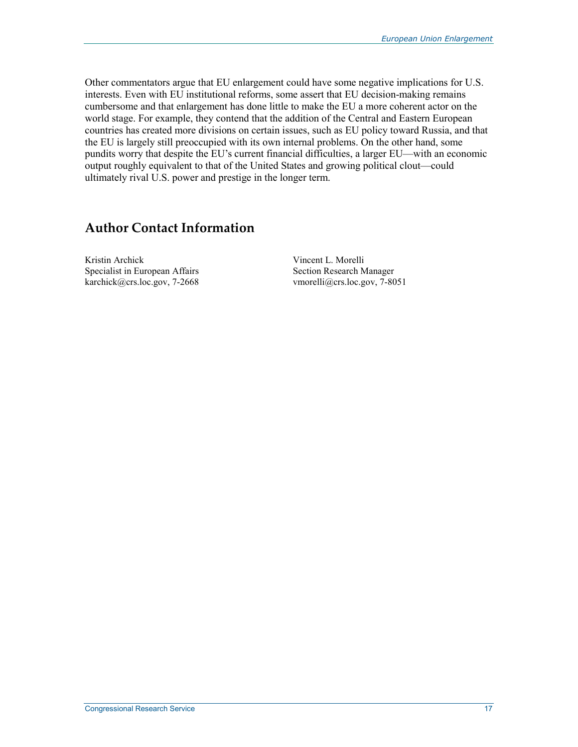Other commentators argue that EU enlargement could have some negative implications for U.S. interests. Even with EU institutional reforms, some assert that EU decision-making remains cumbersome and that enlargement has done little to make the EU a more coherent actor on the world stage. For example, they contend that the addition of the Central and Eastern European countries has created more divisions on certain issues, such as EU policy toward Russia, and that the EU is largely still preoccupied with its own internal problems. On the other hand, some pundits worry that despite the EU's current financial difficulties, a larger EU—with an economic output roughly equivalent to that of the United States and growing political clout—could ultimately rival U.S. power and prestige in the longer term.

## Author Contact Information

Kristin Archick
Specialist in European Affairs
karchick@crs.loc.gov, 7-2668

Vincent L. Morelli
Section Research Manager
vmorelli@crs.loc.gov, 7-8051